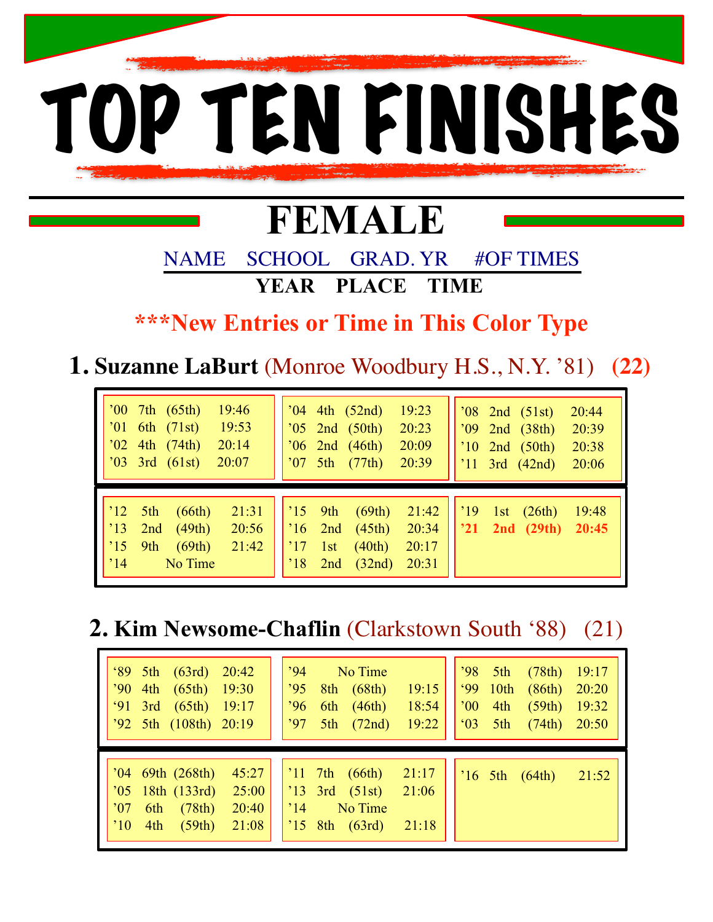# TOP TEN FINISHES

## FEMALE

NAME SCHOOL GRAD. YR #OF TIMES

YEAR PLACE TIME

***New Entries or Time in This Color Type

### 1. Suzanne LaBurt (Monroe Woodbury H.S., N.Y. '81) (22)

| Year | Place | Overall | Time |
|---|---|---|---|
| '00 | 7th | (65th) | 19:46 |
| '01 | 6th | (71st) | 19:53 |
| '02 | 4th | (74th) | 20:14 |
| '03 | 3rd | (61st) | 20:07 |
| '04 | 4th | (52nd) | 19:23 |
| '05 | 2nd | (50th) | 20:23 |
| '06 | 2nd | (46th) | 20:09 |
| '07 | 5th | (77th) | 20:39 |
| '08 | 2nd | (51st) | 20:44 |
| '09 | 2nd | (38th) | 20:39 |
| '10 | 2nd | (50th) | 20:38 |
| '11 | 3rd | (42nd) | 20:06 |
| '12 | 5th | (66th) | 21:31 |
| '13 | 2nd | (49th) | 20:56 |
| '15 | 9th | (69th) | 21:42 |
| '14 | | No Time | |
| '15 | 9th | (69th) | 21:42 |
| '16 | 2nd | (45th) | 20:34 |
| '17 | 1st | (40th) | 20:17 |
| '18 | 2nd | (32nd) | 20:31 |
| '19 | 1st | (26th) | 19:48 |
| **'21** | **2nd** | **(29th)** | **20:45** |

### 2. Kim Newsome-Chaflin (Clarkstown South '88) (21)

| Year | Place | Overall | Time |
|---|---|---|---|
| '89 | 5th | (63rd) | 20:42 |
| '90 | 4th | (65th) | 19:30 |
| '91 | 3rd | (65th) | 19:17 |
| '92 | 5th | (108th) | 20:19 |
| '94 | | No Time | |
| '95 | 8th | (68th) | 19:15 |
| '96 | 6th | (46th) | 18:54 |
| '97 | 5th | (72nd) | 19:22 |
| '98 | 5th | (78th) | 19:17 |
| '99 | 10th | (86th) | 20:20 |
| '00 | 4th | (59th) | 19:32 |
| '03 | 5th | (74th) | 20:50 |
| '04 | 69th | (268th) | 45:27 |
| '05 | 18th | (133rd) | 25:00 |
| '07 | 6th | (78th) | 20:40 |
| '10 | 4th | (59th) | 21:08 |
| '11 | 7th | (66th) | 21:17 |
| '13 | 3rd | (51st) | 21:06 |
| '14 | | No Time | |
| '15 | 8th | (63rd) | 21:18 |
| '16 | 5th | (64th) | 21:52 |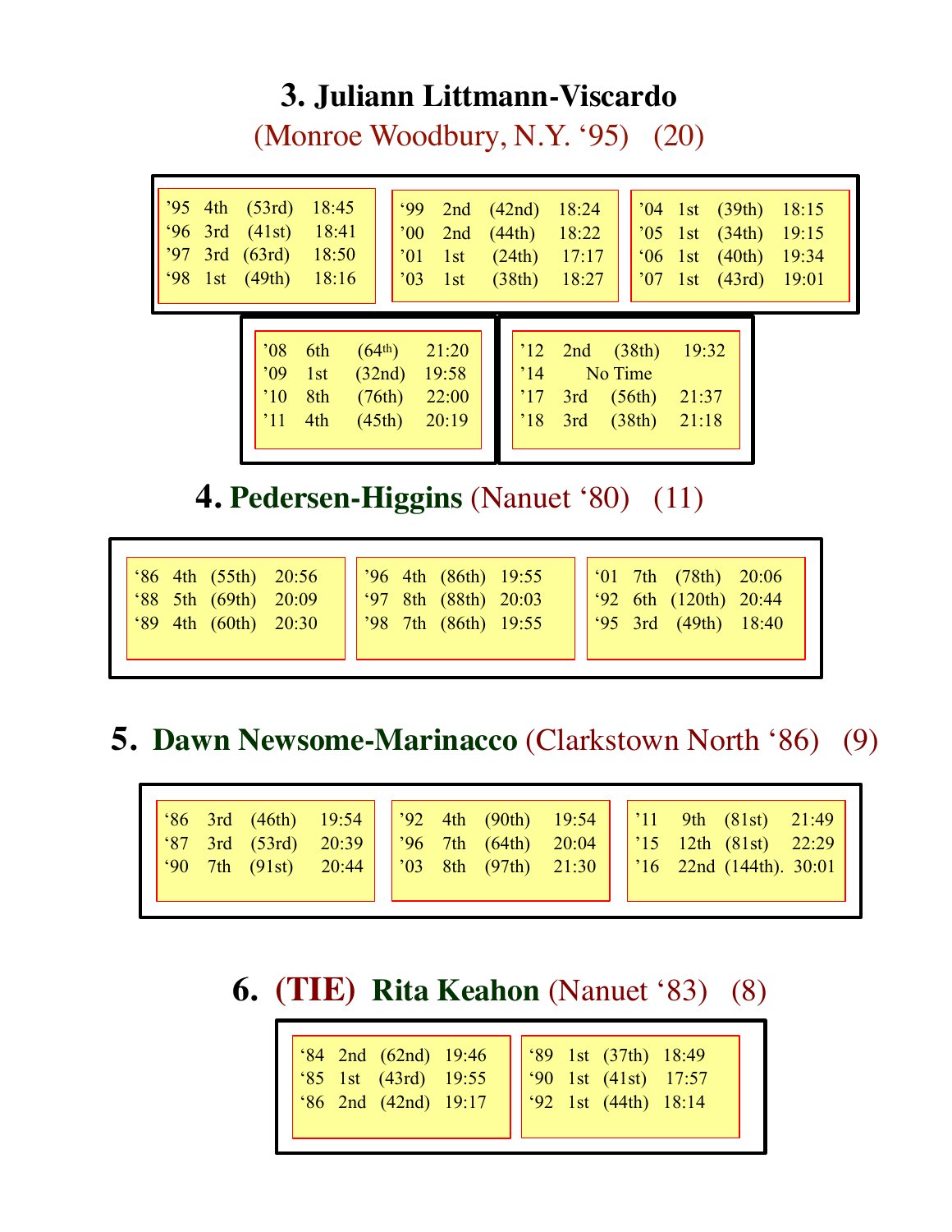## 3. Juliann Littmann-Viscardo

(Monroe Woodbury, N.Y. '95) (20)

| | | | |
|---|---|---|---|
| '95 | 4th | (53rd) | 18:45 |
| '96 | 3rd | (41st) | 18:41 |
| '97 | 3rd | (63rd) | 18:50 |
| '98 | 1st | (49th) | 18:16 |
| '99 | 2nd | (42nd) | 18:24 |
| '00 | 2nd | (44th) | 18:22 |
| '01 | 1st | (24th) | 17:17 |
| '03 | 1st | (38th) | 18:27 |
| '04 | 1st | (39th) | 18:15 |
| '05 | 1st | (34th) | 19:15 |
| '06 | 1st | (40th) | 19:34 |
| '07 | 1st | (43rd) | 19:01 |
| '08 | 6th | (64th) | 21:20 |
| '09 | 1st | (32nd) | 19:58 |
| '10 | 8th | (76th) | 22:00 |
| '11 | 4th | (45th) | 20:19 |
| '12 | 2nd | (38th) | 19:32 |
| '14 | No Time | | |
| '17 | 3rd | (56th) | 21:37 |
| '18 | 3rd | (38th) | 21:18 |

## 4. Pedersen-Higgins (Nanuet '80) (11)

| | | | |
|---|---|---|---|
| '86 | 4th | (55th) | 20:56 |
| '88 | 5th | (69th) | 20:09 |
| '89 | 4th | (60th) | 20:30 |
| '96 | 4th | (86th) | 19:55 |
| '97 | 8th | (88th) | 20:03 |
| '98 | 7th | (86th) | 19:55 |
| '01 | 7th | (78th) | 20:06 |
| '92 | 6th | (120th) | 20:44 |
| '95 | 3rd | (49th) | 18:40 |

## 5. Dawn Newsome-Marinacco (Clarkstown North '86) (9)

| | | | |
|---|---|---|---|
| '86 | 3rd | (46th) | 19:54 |
| '87 | 3rd | (53rd) | 20:39 |
| '90 | 7th | (91st) | 20:44 |
| '92 | 4th | (90th) | 19:54 |
| '96 | 7th | (64th) | 20:04 |
| '03 | 8th | (97th) | 21:30 |
| '11 | 9th | (81st) | 21:49 |
| '15 | 12th | (81st) | 22:29 |
| '16 | 22nd | (144th). | 30:01 |

## 6. (TIE) Rita Keahon (Nanuet '83) (8)

| | | | |
|---|---|---|---|
| '84 | 2nd | (62nd) | 19:46 |
| '85 | 1st | (43rd) | 19:55 |
| '86 | 2nd | (42nd) | 19:17 |
| '89 | 1st | (37th) | 18:49 |
| '90 | 1st | (41st) | 17:57 |
| '92 | 1st | (44th) | 18:14 |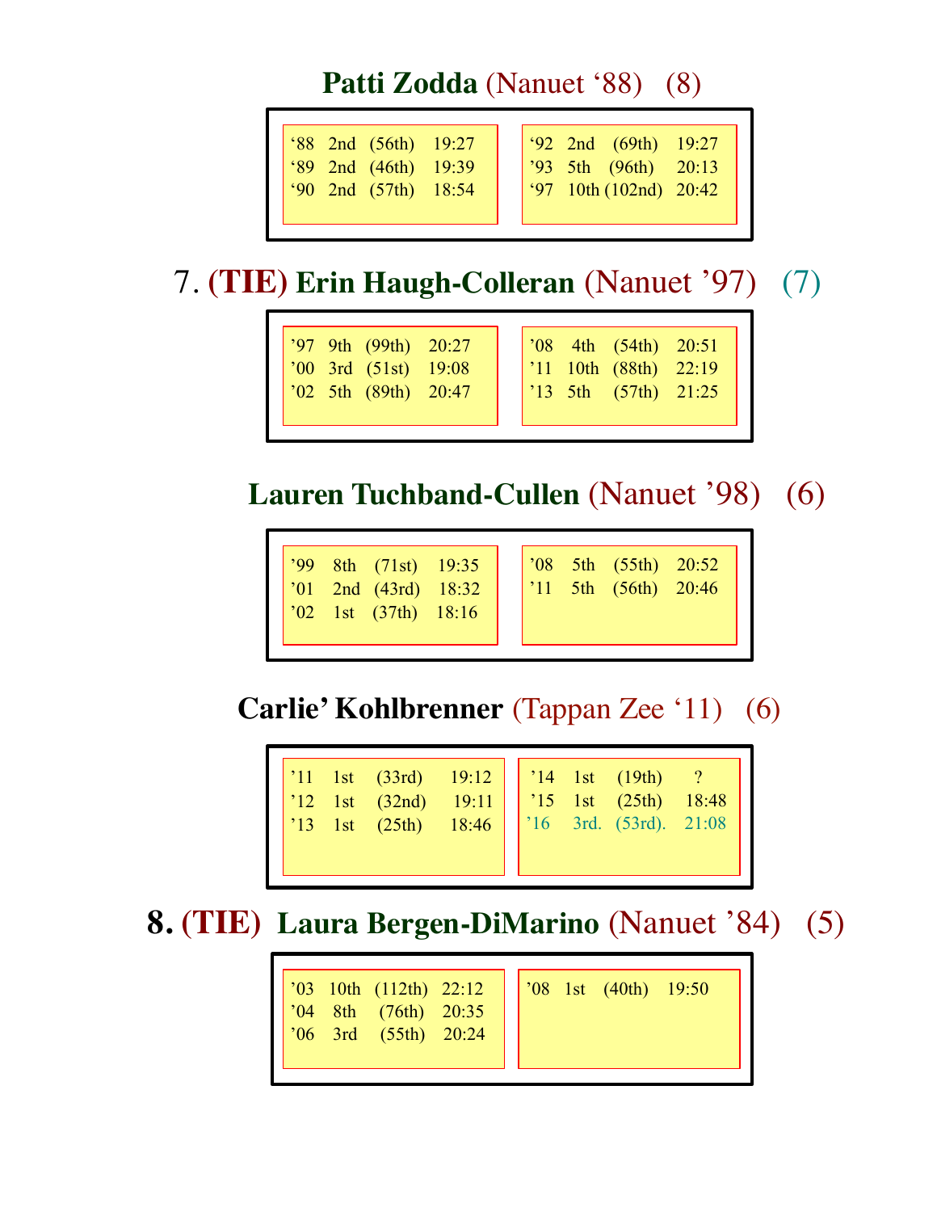## Patti Zodda (Nanuet '88) (8)

| | | | |
|---|---|---|---|
| '88 | 2nd | (56th) | 19:27 |
| '89 | 2nd | (46th) | 19:39 |
| '90 | 2nd | (57th) | 18:54 |
| '92 | 2nd | (69th) | 19:27 |
| '93 | 5th | (96th) | 20:13 |
| '97 | 10th | (102nd) | 20:42 |

## 7. (TIE) Erin Haugh-Colleran (Nanuet '97) (7)

| | | | |
|---|---|---|---|
| '97 | 9th | (99th) | 20:27 |
| '00 | 3rd | (51st) | 19:08 |
| '02 | 5th | (89th) | 20:47 |
| '08 | 4th | (54th) | 20:51 |
| '11 | 10th | (88th) | 22:19 |
| '13 | 5th | (57th) | 21:25 |

## Lauren Tuchband-Cullen (Nanuet '98) (6)

| | | | |
|---|---|---|---|
| '99 | 8th | (71st) | 19:35 |
| '01 | 2nd | (43rd) | 18:32 |
| '02 | 1st | (37th) | 18:16 |
| '08 | 5th | (55th) | 20:52 |
| '11 | 5th | (56th) | 20:46 |

## Carlie' Kohlbrenner (Tappan Zee '11) (6)

| | | | |
|---|---|---|---|
| '11 | 1st | (33rd) | 19:12 |
| '12 | 1st | (32nd) | 19:11 |
| '13 | 1st | (25th) | 18:46 |
| '14 | 1st | (19th) | ? |
| '15 | 1st | (25th) | 18:48 |
| '16 | 3rd. | (53rd). | 21:08 |

## 8. (TIE) Laura Bergen-DiMarino (Nanuet '84) (5)

| | | | |
|---|---|---|---|
| '03 | 10th | (112th) | 22:12 |
| '04 | 8th | (76th) | 20:35 |
| '06 | 3rd | (55th) | 20:24 |
| '08 | 1st | (40th) | 19:50 |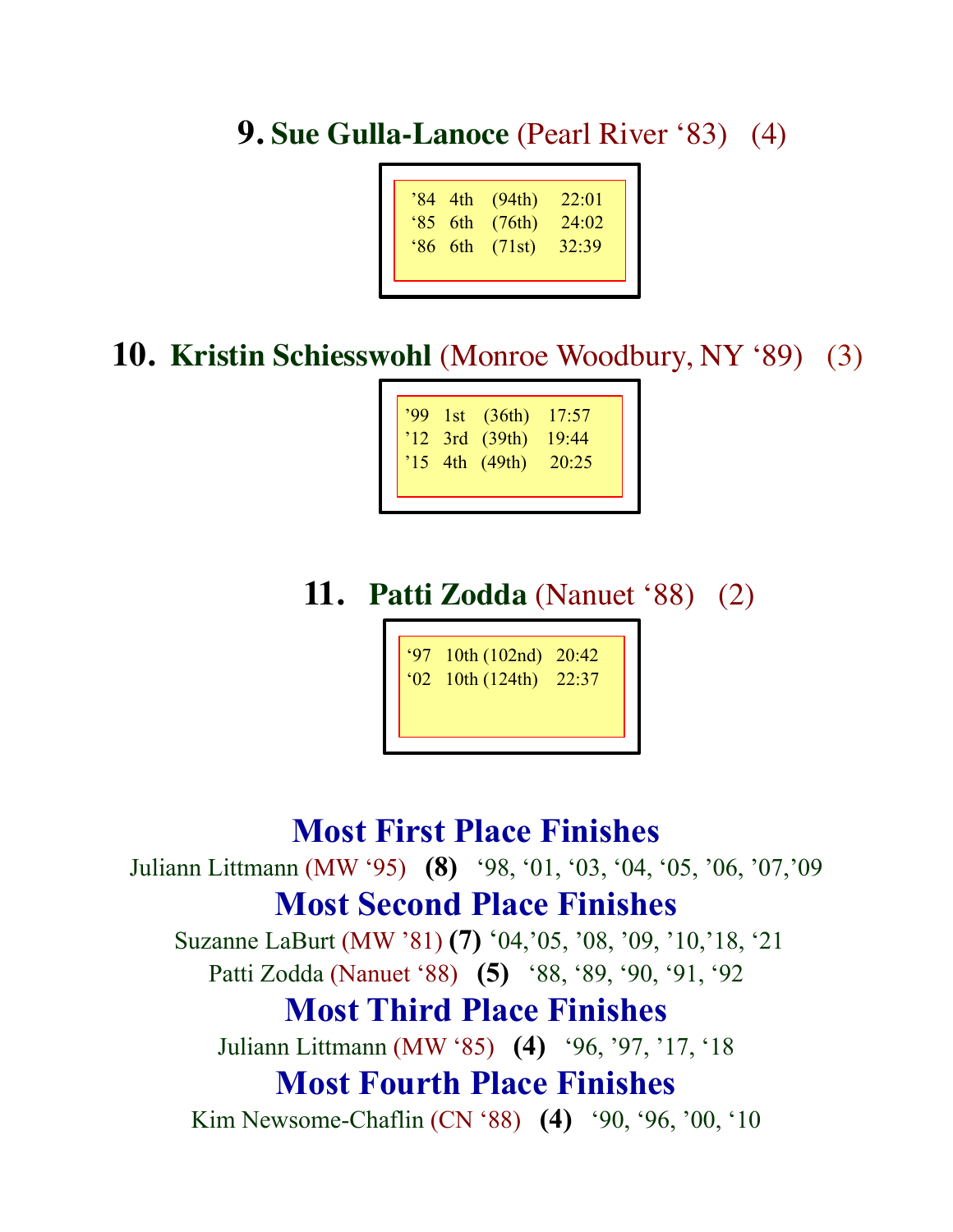## 9. Sue Gulla-Lanoce (Pearl River '83) (4)

| | | | |
|---|---|---|---|
| '84 | 4th | (94th) | 22:01 |
| '85 | 6th | (76th) | 24:02 |
| '86 | 6th | (71st) | 32:39 |

## 10. Kristin Schiesswohl (Monroe Woodbury, NY '89) (3)

| | | | |
|---|---|---|---|
| '99 | 1st | (36th) | 17:57 |
| '12 | 3rd | (39th) | 19:44 |
| '15 | 4th | (49th) | 20:25 |

## 11. Patti Zodda (Nanuet '88) (2)

| | | | |
|---|---|---|---|
| '97 | 10th | (102nd) | 20:42 |
| '02 | 10th | (124th) | 22:37 |

# Most First Place Finishes

Juliann Littmann (MW '95) **(8)** '98, '01, '03, '04, '05, '06, '07,'09

# Most Second Place Finishes

Suzanne LaBurt (MW '81) **(7)** '04,'05, '08, '09, '10,'18, '21

Patti Zodda (Nanuet '88) **(5)** '88, '89, '90, '91, '92

# Most Third Place Finishes

Juliann Littmann (MW '85) **(4)** '96, '97, '17, '18

# Most Fourth Place Finishes

Kim Newsome-Chaflin (CN '88) **(4)** '90, '96, '00, '10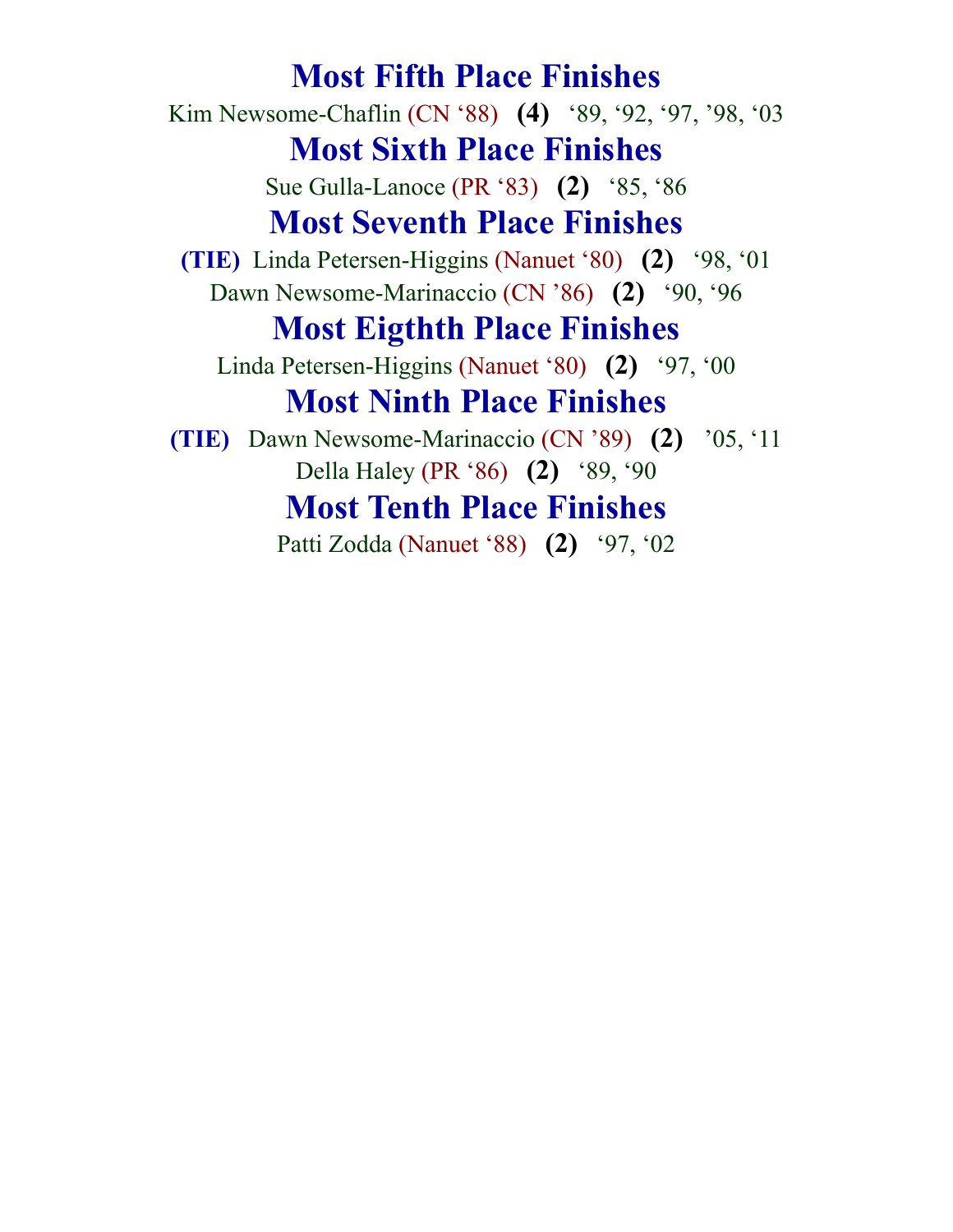## Most Fifth Place Finishes

Kim Newsome-Chaflin (CN '88) **(4)** '89, '92, '97, '98, '03

## Most Sixth Place Finishes

Sue Gulla-Lanoce (PR '83) **(2)** '85, '86

## Most Seventh Place Finishes

**(TIE)** Linda Petersen-Higgins (Nanuet '80) **(2)** '98, '01

Dawn Newsome-Marinaccio (CN '86) **(2)** '90, '96

## Most Eigthth Place Finishes

Linda Petersen-Higgins (Nanuet '80) **(2)** '97, '00

## Most Ninth Place Finishes

**(TIE)** Dawn Newsome-Marinaccio (CN '89) **(2)** '05, '11

Della Haley (PR '86) **(2)** '89, '90

## Most Tenth Place Finishes

Patti Zodda (Nanuet '88) **(2)** '97, '02